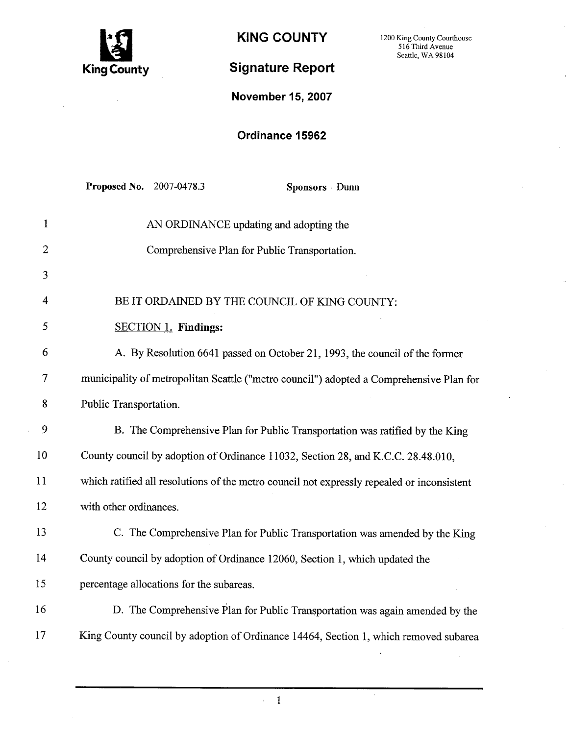# KING COUNTY

1200 King County Courthouse
516 Third Avenue
Seattle, WA 98104

King County

## Signature Report

**November 15, 2007**

**Ordinance 15962**

**Proposed No.** 2007-0478.3 **Sponsors** Dunn

1 AN ORDINANCE updating and adopting the
2 Comprehensive Plan for Public Transportation.
3
4 BE IT ORDAINED BY THE COUNCIL OF KING COUNTY:
5 SECTION 1. **Findings:**
6 A. By Resolution 6641 passed on October 21, 1993, the council of the former
7 municipality of metropolitan Seattle ("metro council") adopted a Comprehensive Plan for
8 Public Transportation.
9 B. The Comprehensive Plan for Public Transportation was ratified by the King
10 County council by adoption of Ordinance 11032, Section 28, and K.C.C. 28.48.010,
11 which ratified all resolutions of the metro council not expressly repealed or inconsistent
12 with other ordinances.
13 C. The Comprehensive Plan for Public Transportation was amended by the King
14 County council by adoption of Ordinance 12060, Section 1, which updated the
15 percentage allocations for the subareas.
16 D. The Comprehensive Plan for Public Transportation was again amended by the
17 King County council by adoption of Ordinance 14464, Section 1, which removed subarea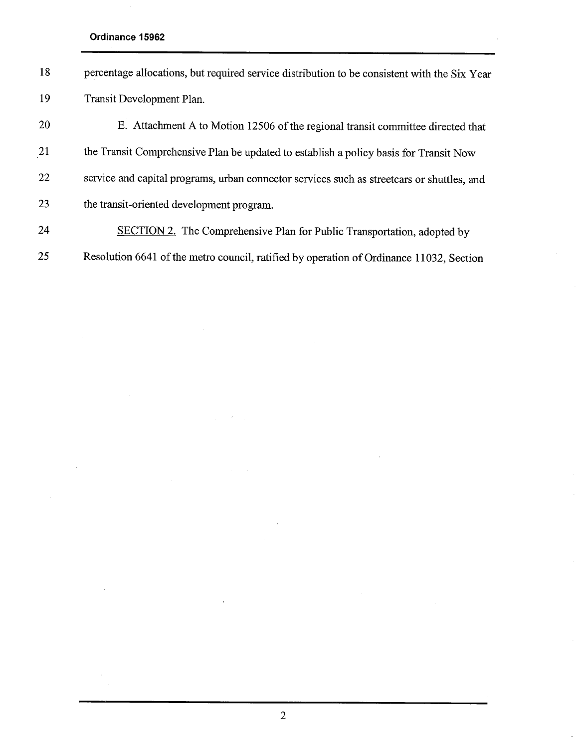percentage allocations, but required service distribution to be consistent with the Six Year Transit Development Plan.

E. Attachment A to Motion 12506 of the regional transit committee directed that the Transit Comprehensive Plan be updated to establish a policy basis for Transit Now service and capital programs, urban connector services such as streetcars or shuttles, and the transit-oriented development program.

SECTION 2. The Comprehensive Plan for Public Transportation, adopted by Resolution 6641 of the metro council, ratified by operation of Ordinance 11032, Section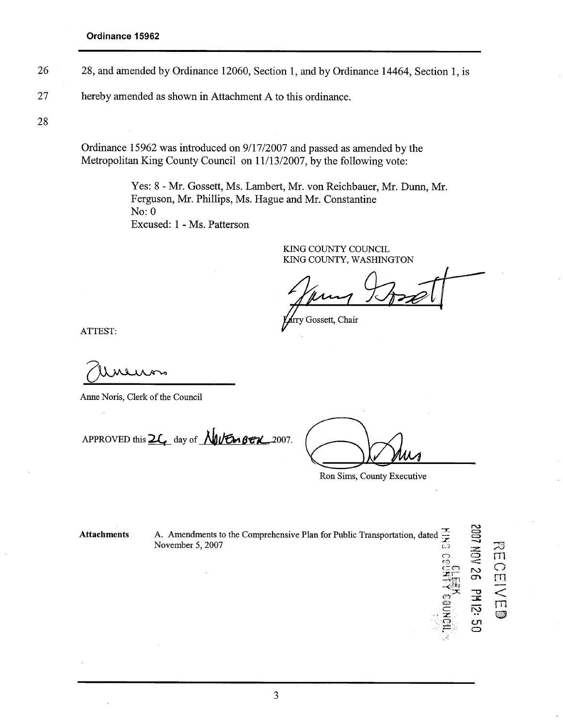26 28, and amended by Ordinance 12060, Section 1, and by Ordinance 14464, Section 1, is

27 hereby amended as shown in Attachment A to this ordinance.

28

Ordinance 15962 was introduced on 9/17/2007 and passed as amended by the Metropolitan King County Council on 11/13/2007, by the following vote:

Yes: 8 - Mr. Gossett, Ms. Lambert, Mr. von Reichbauer, Mr. Dunn, Mr. Ferguson, Mr. Phillips, Ms. Hague and Mr. Constantine
No: 0
Excused: 1 - Ms. Patterson

KING COUNTY COUNCIL
KING COUNTY, WASHINGTON

Larry Gossett, Chair

ATTEST:

Anne Noris, Clerk of the Council

APPROVED this 26 day of November 2007.

Ron Sims, County Executive

RECEIVED
2007 NOV 26 PM 12: 50
CLERK
KING COUNTY COUNCIL

**Attachments** A. Amendments to the Comprehensive Plan for Public Transportation, dated November 5, 2007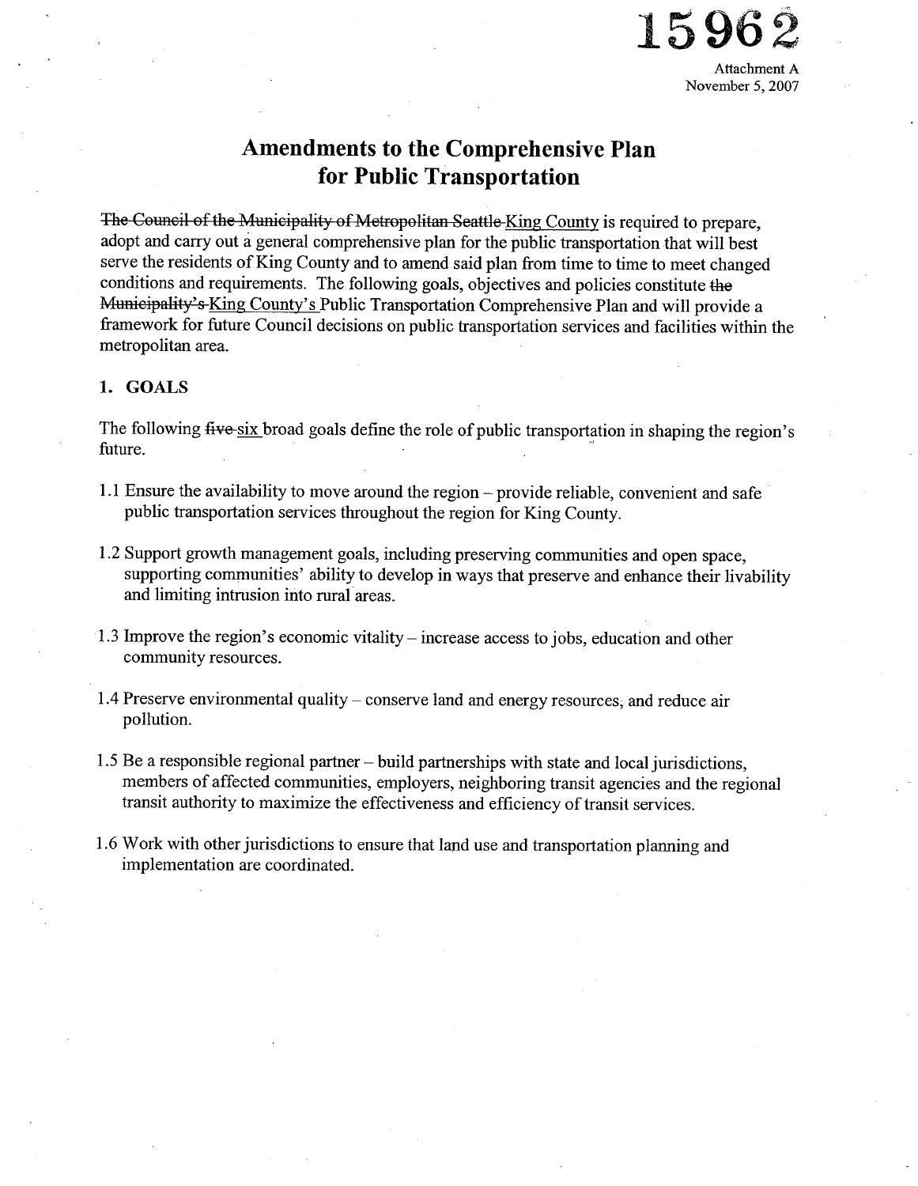15962

Attachment A
November 5, 2007

# Amendments to the Comprehensive Plan for Public Transportation

~~The Council of the Municipality of Metropolitan Seattle~~ King County is required to prepare, adopt and carry out a general comprehensive plan for the public transportation that will best serve the residents of King County and to amend said plan from time to time to meet changed conditions and requirements. The following goals, objectives and policies constitute ~~the Municipality's~~ King County's Public Transportation Comprehensive Plan and will provide a framework for future Council decisions on public transportation services and facilities within the metropolitan area.

## 1. GOALS

The following ~~five~~ six broad goals define the role of public transportation in shaping the region's future.

1.1 Ensure the availability to move around the region – provide reliable, convenient and safe public transportation services throughout the region for King County.

1.2 Support growth management goals, including preserving communities and open space, supporting communities' ability to develop in ways that preserve and enhance their livability and limiting intrusion into rural areas.

1.3 Improve the region's economic vitality – increase access to jobs, education and other community resources.

1.4 Preserve environmental quality – conserve land and energy resources, and reduce air pollution.

1.5 Be a responsible regional partner – build partnerships with state and local jurisdictions, members of affected communities, employers, neighboring transit agencies and the regional transit authority to maximize the effectiveness and efficiency of transit services.

1.6 Work with other jurisdictions to ensure that land use and transportation planning and implementation are coordinated.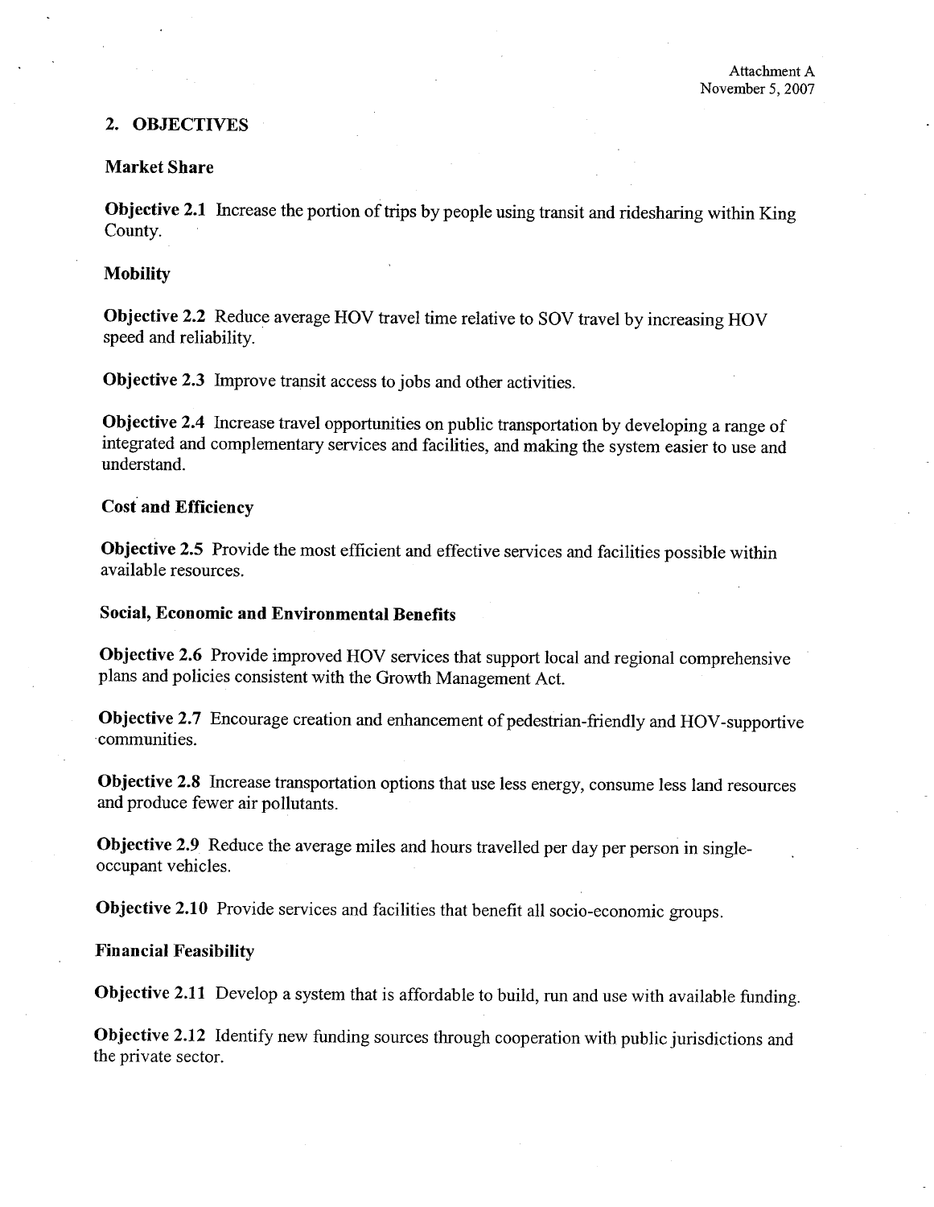Attachment A
November 5, 2007

## 2. OBJECTIVES

### Market Share

**Objective 2.1** Increase the portion of trips by people using transit and ridesharing within King County.

### Mobility

**Objective 2.2** Reduce average HOV travel time relative to SOV travel by increasing HOV speed and reliability.

**Objective 2.3** Improve transit access to jobs and other activities.

**Objective 2.4** Increase travel opportunities on public transportation by developing a range of integrated and complementary services and facilities, and making the system easier to use and understand.

### Cost and Efficiency

**Objective 2.5** Provide the most efficient and effective services and facilities possible within available resources.

### Social, Economic and Environmental Benefits

**Objective 2.6** Provide improved HOV services that support local and regional comprehensive plans and policies consistent with the Growth Management Act.

**Objective 2.7** Encourage creation and enhancement of pedestrian-friendly and HOV-supportive communities.

**Objective 2.8** Increase transportation options that use less energy, consume less land resources and produce fewer air pollutants.

**Objective 2.9** Reduce the average miles and hours travelled per day per person in single-occupant vehicles.

**Objective 2.10** Provide services and facilities that benefit all socio-economic groups.

### Financial Feasibility

**Objective 2.11** Develop a system that is affordable to build, run and use with available funding.

**Objective 2.12** Identify new funding sources through cooperation with public jurisdictions and the private sector.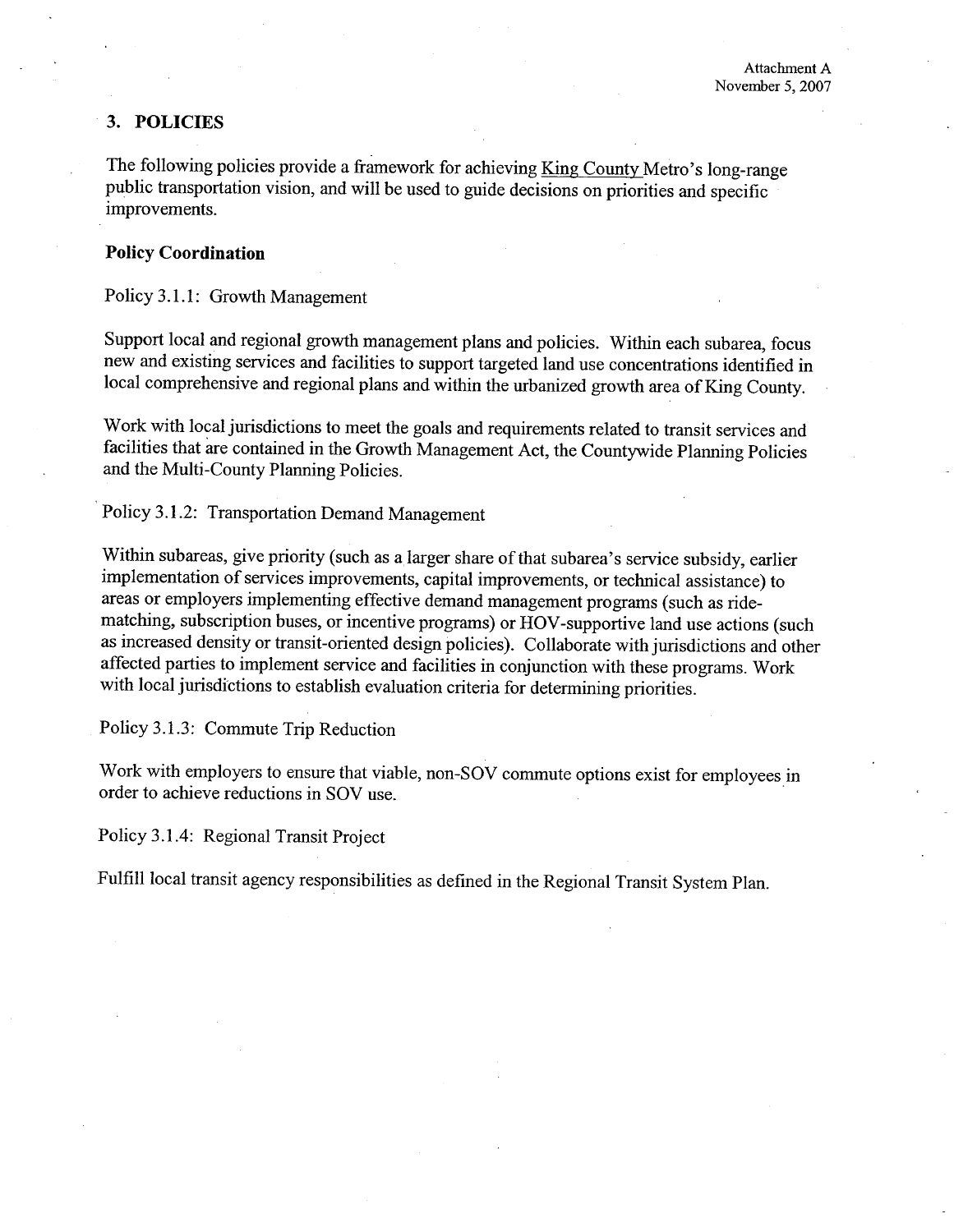Attachment A
November 5, 2007

## 3. POLICIES

The following policies provide a framework for achieving King County Metro's long-range public transportation vision, and will be used to guide decisions on priorities and specific improvements.

### Policy Coordination

Policy 3.1.1: Growth Management

Support local and regional growth management plans and policies. Within each subarea, focus new and existing services and facilities to support targeted land use concentrations identified in local comprehensive and regional plans and within the urbanized growth area of King County.

Work with local jurisdictions to meet the goals and requirements related to transit services and facilities that are contained in the Growth Management Act, the Countywide Planning Policies and the Multi-County Planning Policies.

Policy 3.1.2: Transportation Demand Management

Within subareas, give priority (such as a larger share of that subarea's service subsidy, earlier implementation of services improvements, capital improvements, or technical assistance) to areas or employers implementing effective demand management programs (such as ride-matching, subscription buses, or incentive programs) or HOV-supportive land use actions (such as increased density or transit-oriented design policies). Collaborate with jurisdictions and other affected parties to implement service and facilities in conjunction with these programs. Work with local jurisdictions to establish evaluation criteria for determining priorities.

Policy 3.1.3: Commute Trip Reduction

Work with employers to ensure that viable, non-SOV commute options exist for employees in order to achieve reductions in SOV use.

Policy 3.1.4: Regional Transit Project

Fulfill local transit agency responsibilities as defined in the Regional Transit System Plan.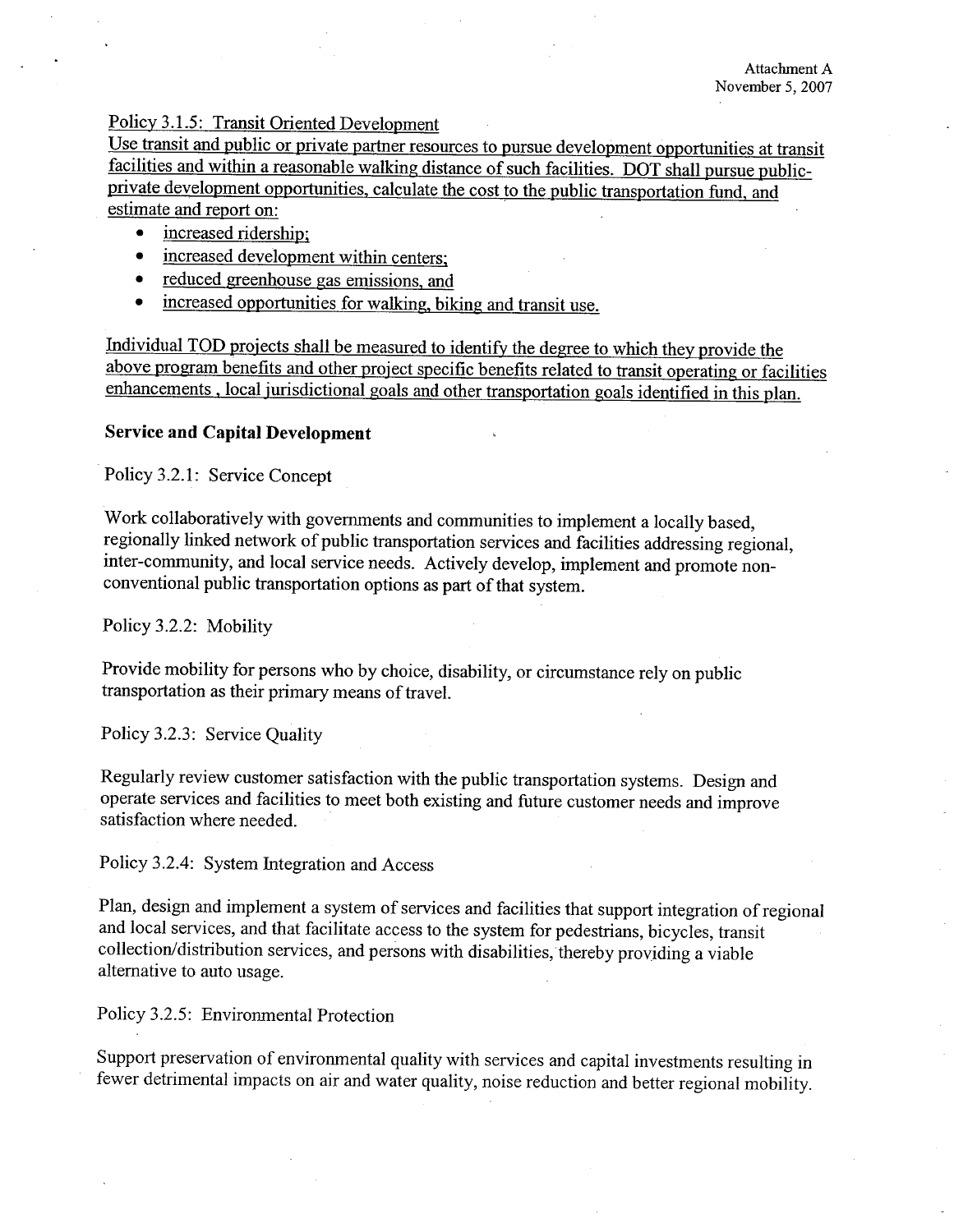Attachment A
November 5, 2007

Policy 3.1.5: Transit Oriented Development

Use transit and public or private partner resources to pursue development opportunities at transit facilities and within a reasonable walking distance of such facilities. DOT shall pursue public-private development opportunities, calculate the cost to the public transportation fund, and estimate and report on:

- increased ridership;
- increased development within centers;
- reduced greenhouse gas emissions, and
- increased opportunities for walking, biking and transit use.

Individual TOD projects shall be measured to identify the degree to which they provide the above program benefits and other project specific benefits related to transit operating or facilities enhancements , local jurisdictional goals and other transportation goals identified in this plan.

**Service and Capital Development**

Policy 3.2.1: Service Concept

Work collaboratively with governments and communities to implement a locally based, regionally linked network of public transportation services and facilities addressing regional, inter-community, and local service needs. Actively develop, implement and promote non-conventional public transportation options as part of that system.

Policy 3.2.2: Mobility

Provide mobility for persons who by choice, disability, or circumstance rely on public transportation as their primary means of travel.

Policy 3.2.3: Service Quality

Regularly review customer satisfaction with the public transportation systems. Design and operate services and facilities to meet both existing and future customer needs and improve satisfaction where needed.

Policy 3.2.4: System Integration and Access

Plan, design and implement a system of services and facilities that support integration of regional and local services, and that facilitate access to the system for pedestrians, bicycles, transit collection/distribution services, and persons with disabilities, thereby providing a viable alternative to auto usage.

Policy 3.2.5: Environmental Protection

Support preservation of environmental quality with services and capital investments resulting in fewer detrimental impacts on air and water quality, noise reduction and better regional mobility.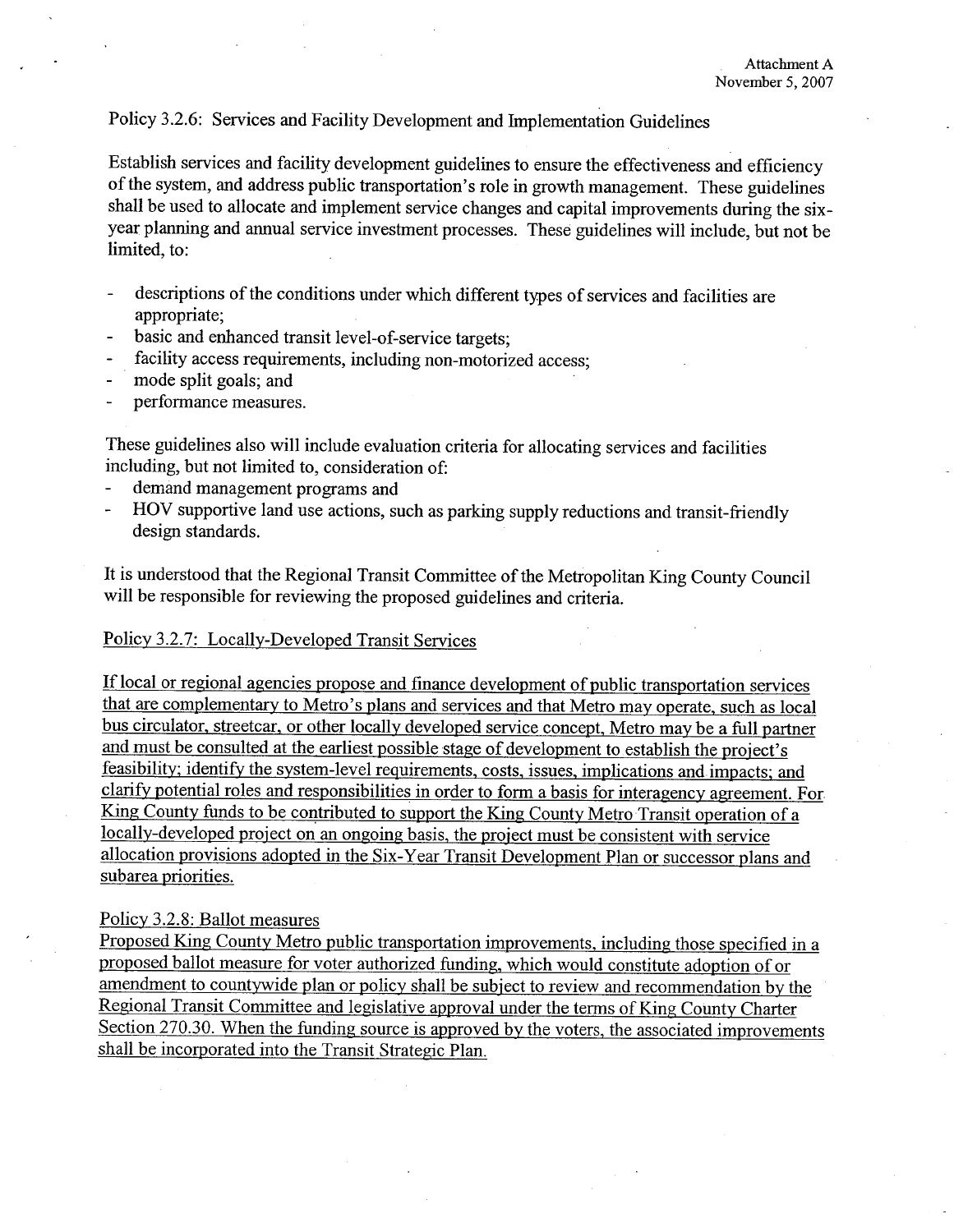Attachment A
November 5, 2007

Policy 3.2.6: Services and Facility Development and Implementation Guidelines

Establish services and facility development guidelines to ensure the effectiveness and efficiency of the system, and address public transportation's role in growth management. These guidelines shall be used to allocate and implement service changes and capital improvements during the six-year planning and annual service investment processes. These guidelines will include, but not be limited, to:

- descriptions of the conditions under which different types of services and facilities are appropriate;
- basic and enhanced transit level-of-service targets;
- facility access requirements, including non-motorized access;
- mode split goals; and
- performance measures.

These guidelines also will include evaluation criteria for allocating services and facilities including, but not limited to, consideration of:

- demand management programs and
- HOV supportive land use actions, such as parking supply reductions and transit-friendly design standards.

It is understood that the Regional Transit Committee of the Metropolitan King County Council will be responsible for reviewing the proposed guidelines and criteria.

<u>Policy 3.2.7: Locally-Developed Transit Services</u>

<u>If local or regional agencies propose and finance development of public transportation services that are complementary to Metro's plans and services and that Metro may operate, such as local bus circulator, streetcar, or other locally developed service concept, Metro may be a full partner and must be consulted at the earliest possible stage of development to establish the project's feasibility; identify the system-level requirements, costs, issues, implications and impacts; and clarify potential roles and responsibilities in order to form a basis for interagency agreement. For King County funds to be contributed to support the King County Metro Transit operation of a locally-developed project on an ongoing basis, the project must be consistent with service allocation provisions adopted in the Six-Year Transit Development Plan or successor plans and subarea priorities.</u>

<u>Policy 3.2.8: Ballot measures</u>

<u>Proposed King County Metro public transportation improvements, including those specified in a proposed ballot measure for voter authorized funding, which would constitute adoption of or amendment to countywide plan or policy shall be subject to review and recommendation by the Regional Transit Committee and legislative approval under the terms of King County Charter Section 270.30. When the funding source is approved by the voters, the associated improvements shall be incorporated into the Transit Strategic Plan.</u>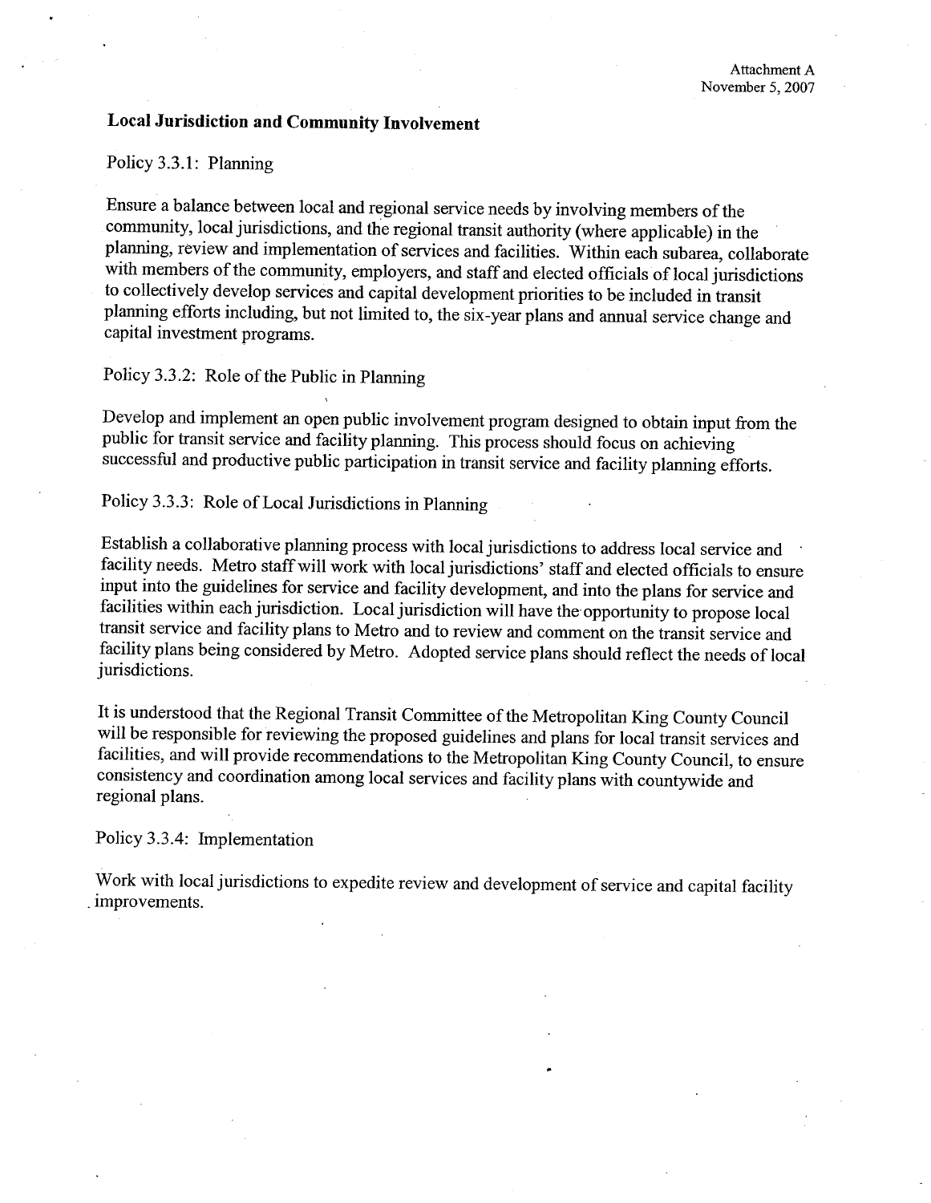Attachment A
November 5, 2007

## Local Jurisdiction and Community Involvement

Policy 3.3.1: Planning

Ensure a balance between local and regional service needs by involving members of the community, local jurisdictions, and the regional transit authority (where applicable) in the planning, review and implementation of services and facilities. Within each subarea, collaborate with members of the community, employers, and staff and elected officials of local jurisdictions to collectively develop services and capital development priorities to be included in transit planning efforts including, but not limited to, the six-year plans and annual service change and capital investment programs.

Policy 3.3.2: Role of the Public in Planning

Develop and implement an open public involvement program designed to obtain input from the public for transit service and facility planning. This process should focus on achieving successful and productive public participation in transit service and facility planning efforts.

Policy 3.3.3: Role of Local Jurisdictions in Planning

Establish a collaborative planning process with local jurisdictions to address local service and facility needs. Metro staff will work with local jurisdictions' staff and elected officials to ensure input into the guidelines for service and facility development, and into the plans for service and facilities within each jurisdiction. Local jurisdiction will have the opportunity to propose local transit service and facility plans to Metro and to review and comment on the transit service and facility plans being considered by Metro. Adopted service plans should reflect the needs of local jurisdictions.

It is understood that the Regional Transit Committee of the Metropolitan King County Council will be responsible for reviewing the proposed guidelines and plans for local transit services and facilities, and will provide recommendations to the Metropolitan King County Council, to ensure consistency and coordination among local services and facility plans with countywide and regional plans.

Policy 3.3.4: Implementation

Work with local jurisdictions to expedite review and development of service and capital facility improvements.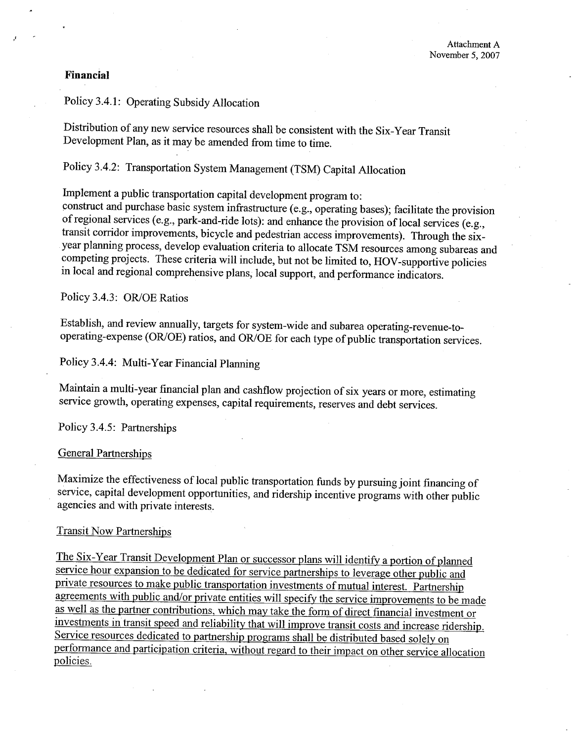Attachment A
November 5, 2007

**Financial**

Policy 3.4.1: Operating Subsidy Allocation

Distribution of any new service resources shall be consistent with the Six-Year Transit Development Plan, as it may be amended from time to time.

Policy 3.4.2: Transportation System Management (TSM) Capital Allocation

Implement a public transportation capital development program to:
construct and purchase basic system infrastructure (e.g., operating bases); facilitate the provision of regional services (e.g., park-and-ride lots): and enhance the provision of local services (e.g., transit corridor improvements, bicycle and pedestrian access improvements). Through the six-year planning process, develop evaluation criteria to allocate TSM resources among subareas and competing projects. These criteria will include, but not be limited to, HOV-supportive policies in local and regional comprehensive plans, local support, and performance indicators.

Policy 3.4.3: OR/OE Ratios

Establish, and review annually, targets for system-wide and subarea operating-revenue-to-operating-expense (OR/OE) ratios, and OR/OE for each type of public transportation services.

Policy 3.4.4: Multi-Year Financial Planning

Maintain a multi-year financial plan and cashflow projection of six years or more, estimating service growth, operating expenses, capital requirements, reserves and debt services.

Policy 3.4.5: Partnerships

<u>General Partnerships</u>

Maximize the effectiveness of local public transportation funds by pursuing joint financing of service, capital development opportunities, and ridership incentive programs with other public agencies and with private interests.

<u>Transit Now Partnerships</u>

<u>The Six-Year Transit Development Plan or successor plans will identify a portion of planned service hour expansion to be dedicated for service partnerships to leverage other public and private resources to make public transportation investments of mutual interest. Partnership agreements with public and/or private entities will specify the service improvements to be made as well as the partner contributions, which may take the form of direct financial investment or investments in transit speed and reliability that will improve transit costs and increase ridership. Service resources dedicated to partnership programs shall be distributed based solely on performance and participation criteria, without regard to their impact on other service allocation policies.</u>